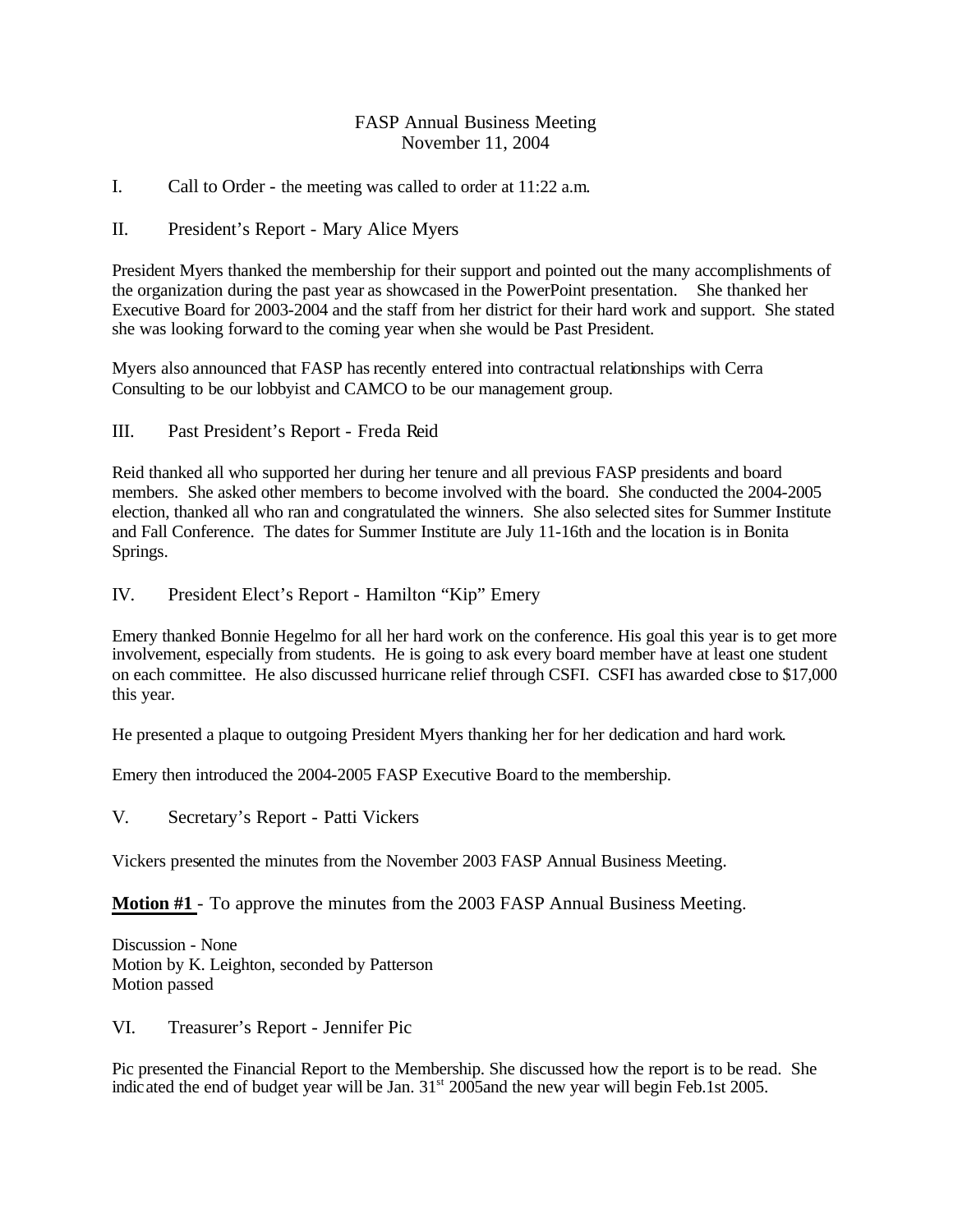# FASP Annual Business Meeting
## November 11, 2004

I. Call to Order - the meeting was called to order at 11:22 a.m.

II. President's Report - Mary Alice Myers

President Myers thanked the membership for their support and pointed out the many accomplishments of the organization during the past year as showcased in the PowerPoint presentation. She thanked her Executive Board for 2003-2004 and the staff from her district for their hard work and support. She stated she was looking forward to the coming year when she would be Past President.

Myers also announced that FASP has recently entered into contractual relationships with Cerra Consulting to be our lobbyist and CAMCO to be our management group.

III. Past President's Report - Freda Reid

Reid thanked all who supported her during her tenure and all previous FASP presidents and board members. She asked other members to become involved with the board. She conducted the 2004-2005 election, thanked all who ran and congratulated the winners. She also selected sites for Summer Institute and Fall Conference. The dates for Summer Institute are July 11-16th and the location is in Bonita Springs.

IV. President Elect's Report - Hamilton "Kip" Emery

Emery thanked Bonnie Hegelmo for all her hard work on the conference. His goal this year is to get more involvement, especially from students. He is going to ask every board member have at least one student on each committee. He also discussed hurricane relief through CSFI. CSFI has awarded close to $17,000 this year.

He presented a plaque to outgoing President Myers thanking her for her dedication and hard work.

Emery then introduced the 2004-2005 FASP Executive Board to the membership.

V. Secretary's Report - Patti Vickers

Vickers presented the minutes from the November 2003 FASP Annual Business Meeting.

**Motion #1** - To approve the minutes from the 2003 FASP Annual Business Meeting.

Discussion - None
Motion by K. Leighton, seconded by Patterson
Motion passed

VI. Treasurer's Report - Jennifer Pic

Pic presented the Financial Report to the Membership. She discussed how the report is to be read. She indicated the end of budget year will be Jan. 31st 2005and the new year will begin Feb.1st 2005.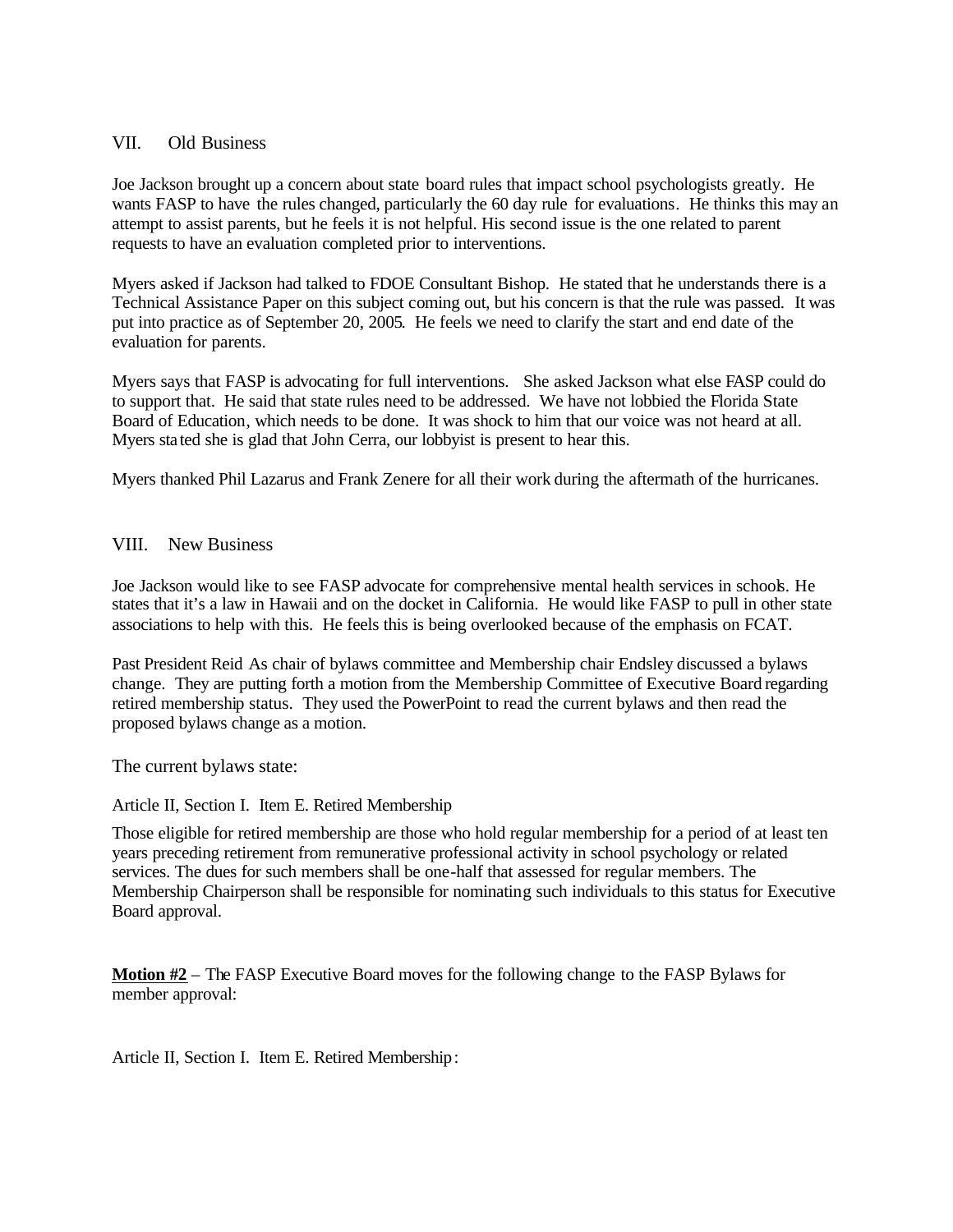## VII. Old Business

Joe Jackson brought up a concern about state board rules that impact school psychologists greatly. He wants FASP to have the rules changed, particularly the 60 day rule for evaluations. He thinks this may an attempt to assist parents, but he feels it is not helpful. His second issue is the one related to parent requests to have an evaluation completed prior to interventions.

Myers asked if Jackson had talked to FDOE Consultant Bishop. He stated that he understands there is a Technical Assistance Paper on this subject coming out, but his concern is that the rule was passed. It was put into practice as of September 20, 2005. He feels we need to clarify the start and end date of the evaluation for parents.

Myers says that FASP is advocating for full interventions. She asked Jackson what else FASP could do to support that. He said that state rules need to be addressed. We have not lobbied the Florida State Board of Education, which needs to be done. It was shock to him that our voice was not heard at all. Myers stated she is glad that John Cerra, our lobbyist is present to hear this.

Myers thanked Phil Lazarus and Frank Zenere for all their work during the aftermath of the hurricanes.

## VIII. New Business

Joe Jackson would like to see FASP advocate for comprehensive mental health services in schools. He states that it's a law in Hawaii and on the docket in California. He would like FASP to pull in other state associations to help with this. He feels this is being overlooked because of the emphasis on FCAT.

Past President Reid As chair of bylaws committee and Membership chair Endsley discussed a bylaws change. They are putting forth a motion from the Membership Committee of Executive Board regarding retired membership status. They used the PowerPoint to read the current bylaws and then read the proposed bylaws change as a motion.

The current bylaws state:

Article II, Section I. Item E. Retired Membership

Those eligible for retired membership are those who hold regular membership for a period of at least ten years preceding retirement from remunerative professional activity in school psychology or related services. The dues for such members shall be one-half that assessed for regular members. The Membership Chairperson shall be responsible for nominating such individuals to this status for Executive Board approval.

**Motion #2** – The FASP Executive Board moves for the following change to the FASP Bylaws for member approval:

Article II, Section I. Item E. Retired Membership: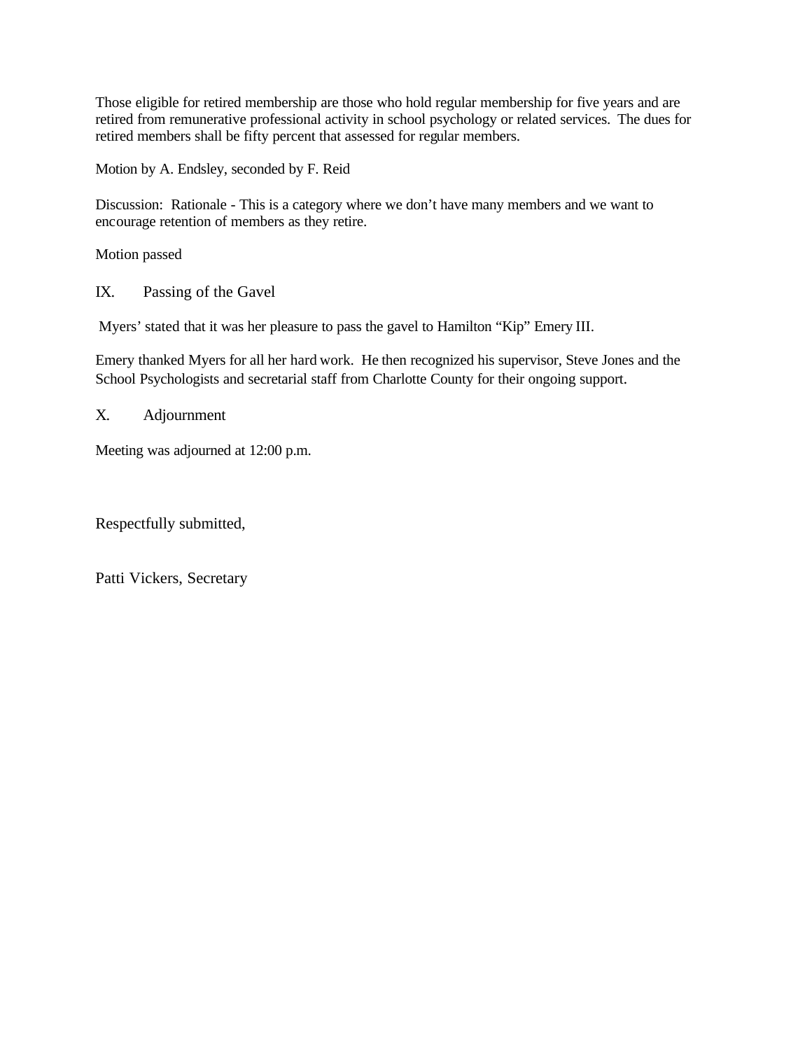Those eligible for retired membership are those who hold regular membership for five years and are retired from remunerative professional activity in school psychology or related services. The dues for retired members shall be fifty percent that assessed for regular members.

Motion by A. Endsley, seconded by F. Reid

Discussion: Rationale - This is a category where we don't have many members and we want to encourage retention of members as they retire.

Motion passed

## IX. Passing of the Gavel

Myers' stated that it was her pleasure to pass the gavel to Hamilton "Kip" Emery III.

Emery thanked Myers for all her hard work. He then recognized his supervisor, Steve Jones and the School Psychologists and secretarial staff from Charlotte County for their ongoing support.

## X. Adjournment

Meeting was adjourned at 12:00 p.m.

Respectfully submitted,

Patti Vickers, Secretary